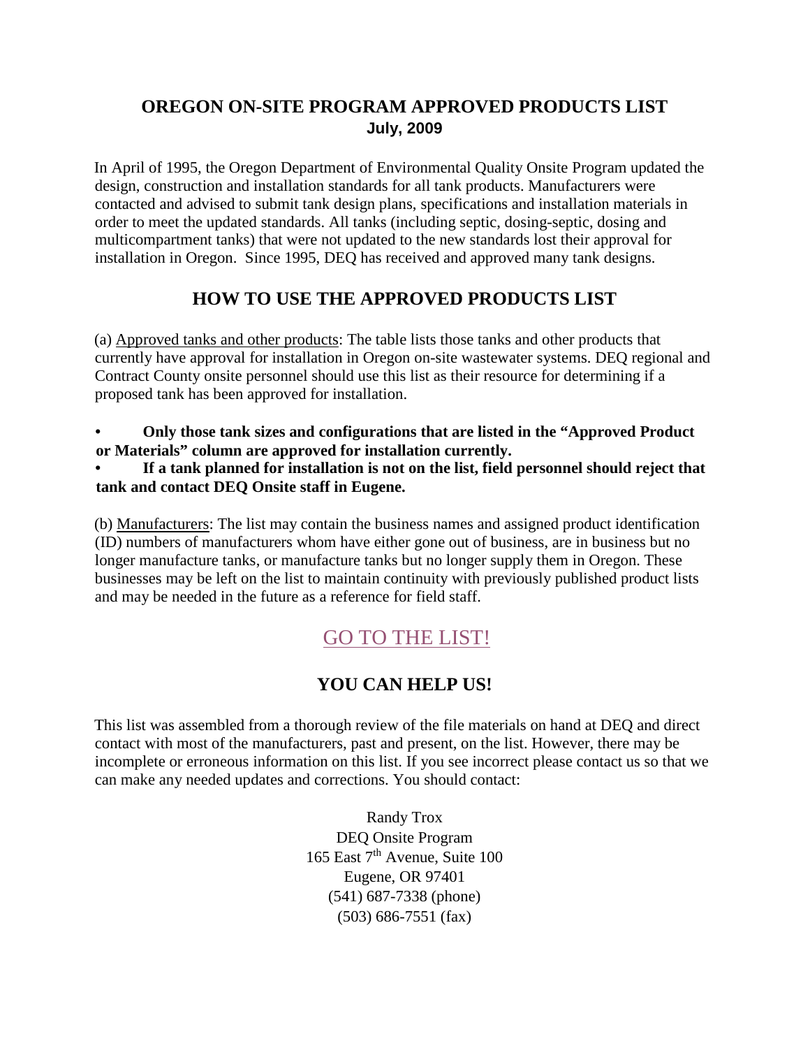## OREGON ON-SITE PROGRAM APPROVED PRODUCTS LIST

**July, 2009**

In April of 1995, the Oregon Department of Environmental Quality Onsite Program updated the design, construction and installation standards for all tank products. Manufacturers were contacted and advised to submit tank design plans, specifications and installation materials in order to meet the updated standards. All tanks (including septic, dosing-septic, dosing and multicompartment tanks) that were not updated to the new standards lost their approval for installation in Oregon. Since 1995, DEQ has received and approved many tank designs.

## HOW TO USE THE APPROVED PRODUCTS LIST

(a) Approved tanks and other products: The table lists those tanks and other products that currently have approval for installation in Oregon on-site wastewater systems. DEQ regional and Contract County onsite personnel should use this list as their resource for determining if a proposed tank has been approved for installation.

- **Only those tank sizes and configurations that are listed in the "Approved Product or Materials" column are approved for installation currently.**
- **If a tank planned for installation is not on the list, field personnel should reject that tank and contact DEQ Onsite staff in Eugene.**

(b) Manufacturers: The list may contain the business names and assigned product identification (ID) numbers of manufacturers whom have either gone out of business, are in business but no longer manufacture tanks, or manufacture tanks but no longer supply them in Oregon. These businesses may be left on the list to maintain continuity with previously published product lists and may be needed in the future as a reference for field staff.

GO TO THE LIST!

## YOU CAN HELP US!

This list was assembled from a thorough review of the file materials on hand at DEQ and direct contact with most of the manufacturers, past and present, on the list. However, there may be incomplete or erroneous information on this list. If you see incorrect please contact us so that we can make any needed updates and corrections. You should contact:

Randy Trox
DEQ Onsite Program
165 East 7th Avenue, Suite 100
Eugene, OR 97401
(541) 687-7338 (phone)
(503) 686-7551 (fax)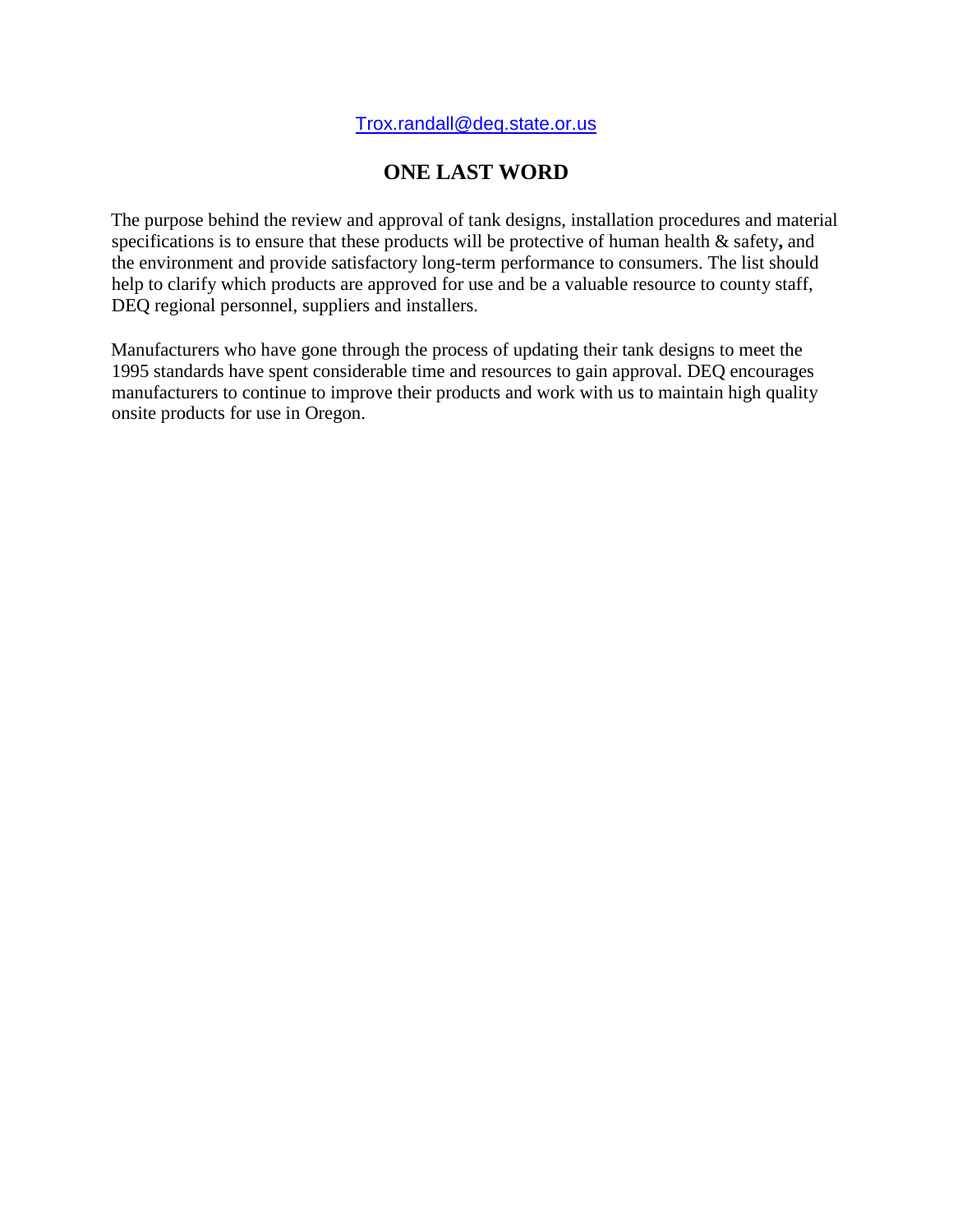[Trox.randall@deq.state.or.us](mailto:Trox.randall@deq.state.or.us)

## ONE LAST WORD

The purpose behind the review and approval of tank designs, installation procedures and material specifications is to ensure that these products will be protective of human health & safety**,** and the environment and provide satisfactory long-term performance to consumers. The list should help to clarify which products are approved for use and be a valuable resource to county staff, DEQ regional personnel, suppliers and installers.

Manufacturers who have gone through the process of updating their tank designs to meet the 1995 standards have spent considerable time and resources to gain approval. DEQ encourages manufacturers to continue to improve their products and work with us to maintain high quality onsite products for use in Oregon.